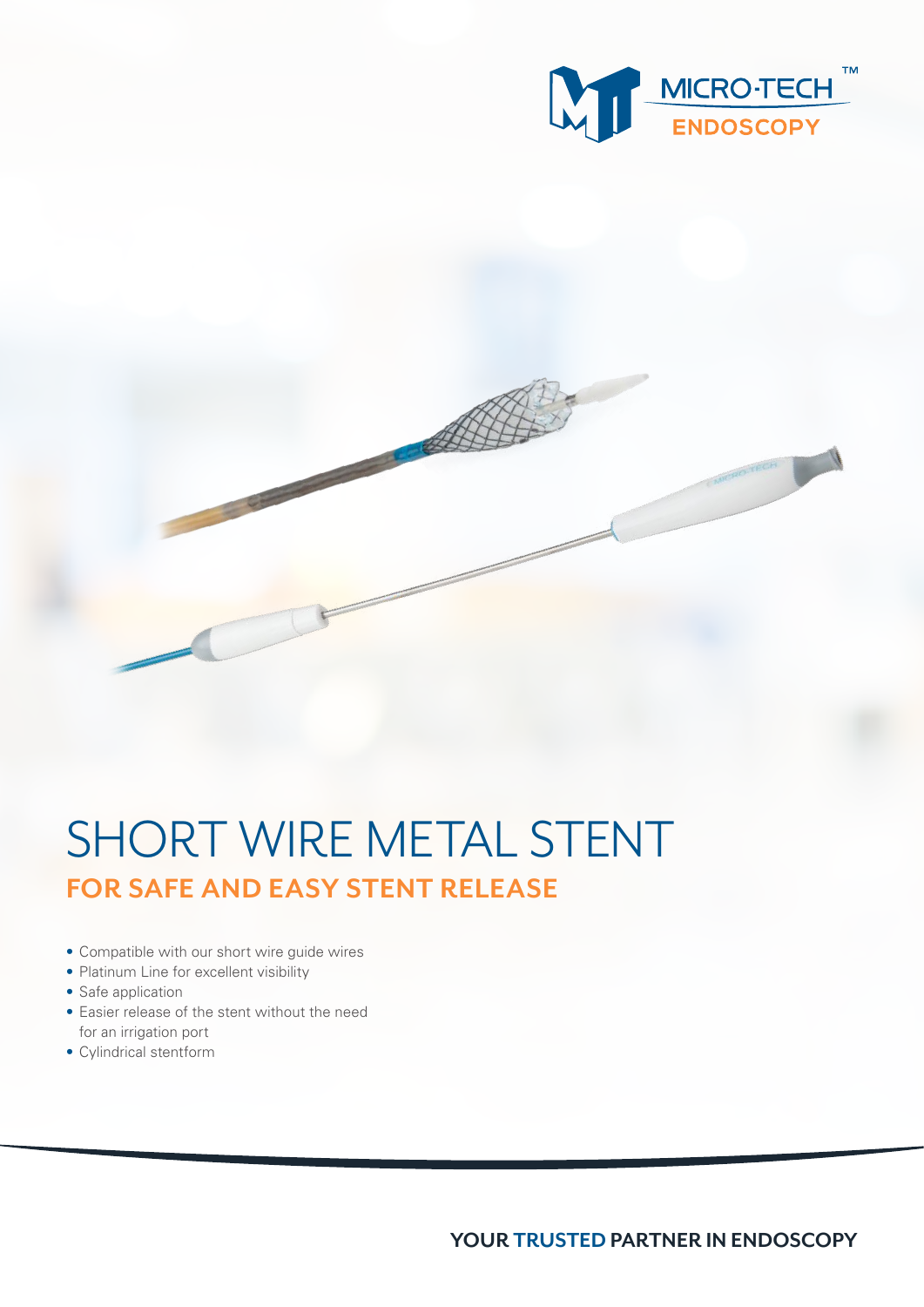MICRO·TECH™ ENDOSCOPY

# SHORT WIRE METAL STENT

## FOR SAFE AND EASY STENT RELEASE

- Compatible with our short wire guide wires
- Platinum Line for excellent visibility
- Safe application
- Easier release of the stent without the need for an irrigation port
- Cylindrical stentform

**YOUR TRUSTED PARTNER IN ENDOSCOPY**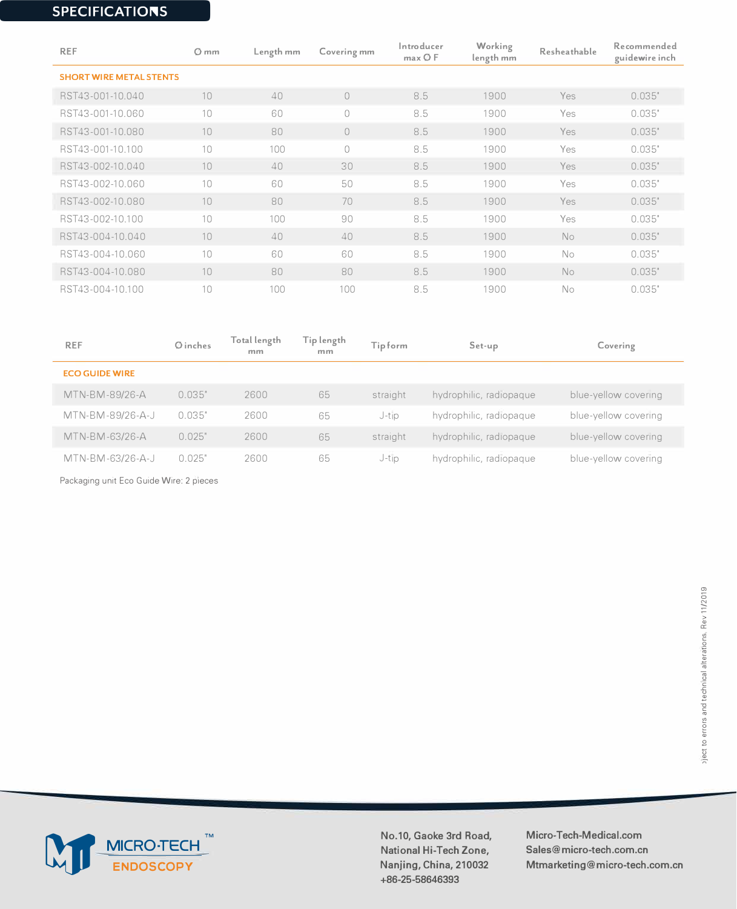## SPECIFICATIONS

| REF | Ø mm | Length mm | Covering mm | Introducer max Ø F | Working length mm | Resheathable | Recommended guidewire inch |
|---|---|---|---|---|---|---|---|
| **SHORT WIRE METAL STENTS** | | | | | | | |
| RST43-001-10.040 | 10 | 40 | 0 | 8.5 | 1900 | Yes | 0.035" |
| RST43-001-10.060 | 10 | 60 | 0 | 8.5 | 1900 | Yes | 0.035" |
| RST43-001-10.080 | 10 | 80 | 0 | 8.5 | 1900 | Yes | 0.035" |
| RST43-001-10.100 | 10 | 100 | 0 | 8.5 | 1900 | Yes | 0.035" |
| RST43-002-10.040 | 10 | 40 | 30 | 8.5 | 1900 | Yes | 0.035" |
| RST43-002-10.060 | 10 | 60 | 50 | 8.5 | 1900 | Yes | 0.035" |
| RST43-002-10.080 | 10 | 80 | 70 | 8.5 | 1900 | Yes | 0.035" |
| RST43-002-10.100 | 10 | 100 | 90 | 8.5 | 1900 | Yes | 0.035" |
| RST43-004-10.040 | 10 | 40 | 40 | 8.5 | 1900 | No | 0.035" |
| RST43-004-10.060 | 10 | 60 | 60 | 8.5 | 1900 | No | 0.035" |
| RST43-004-10.080 | 10 | 80 | 80 | 8.5 | 1900 | No | 0.035" |
| RST43-004-10.100 | 10 | 100 | 100 | 8.5 | 1900 | No | 0.035" |

| REF | Ø inches | Total length mm | Tip length mm | Tip form | Set-up | Covering |
|---|---|---|---|---|---|---|
| **ECO GUIDE WIRE** | | | | | | |
| MTN-BM-89/26-A | 0.035" | 2600 | 65 | straight | hydrophilic, radiopaque | blue-yellow covering |
| MTN-BM-89/26-A-J | 0.035" | 2600 | 65 | J-tip | hydrophilic, radiopaque | blue-yellow covering |
| MTN-BM-63/26-A | 0.025" | 2600 | 65 | straight | hydrophilic, radiopaque | blue-yellow covering |
| MTN-BM-63/26-A-J | 0.025" | 2600 | 65 | J-tip | hydrophilic, radiopaque | blue-yellow covering |

Packaging unit Eco Guide Wire: 2 pieces

...ject to errors and technical alterations. Rev 11/2019

MICRO-TECH™ ENDOSCOPY

No.10, Gaoke 3rd Road,
National Hi-Tech Zone,
Nanjing, China, 210032
+86-25-58646393

Micro-Tech-Medical.com
Sales@micro-tech.com.cn
Mtmarketing@micro-tech.com.cn